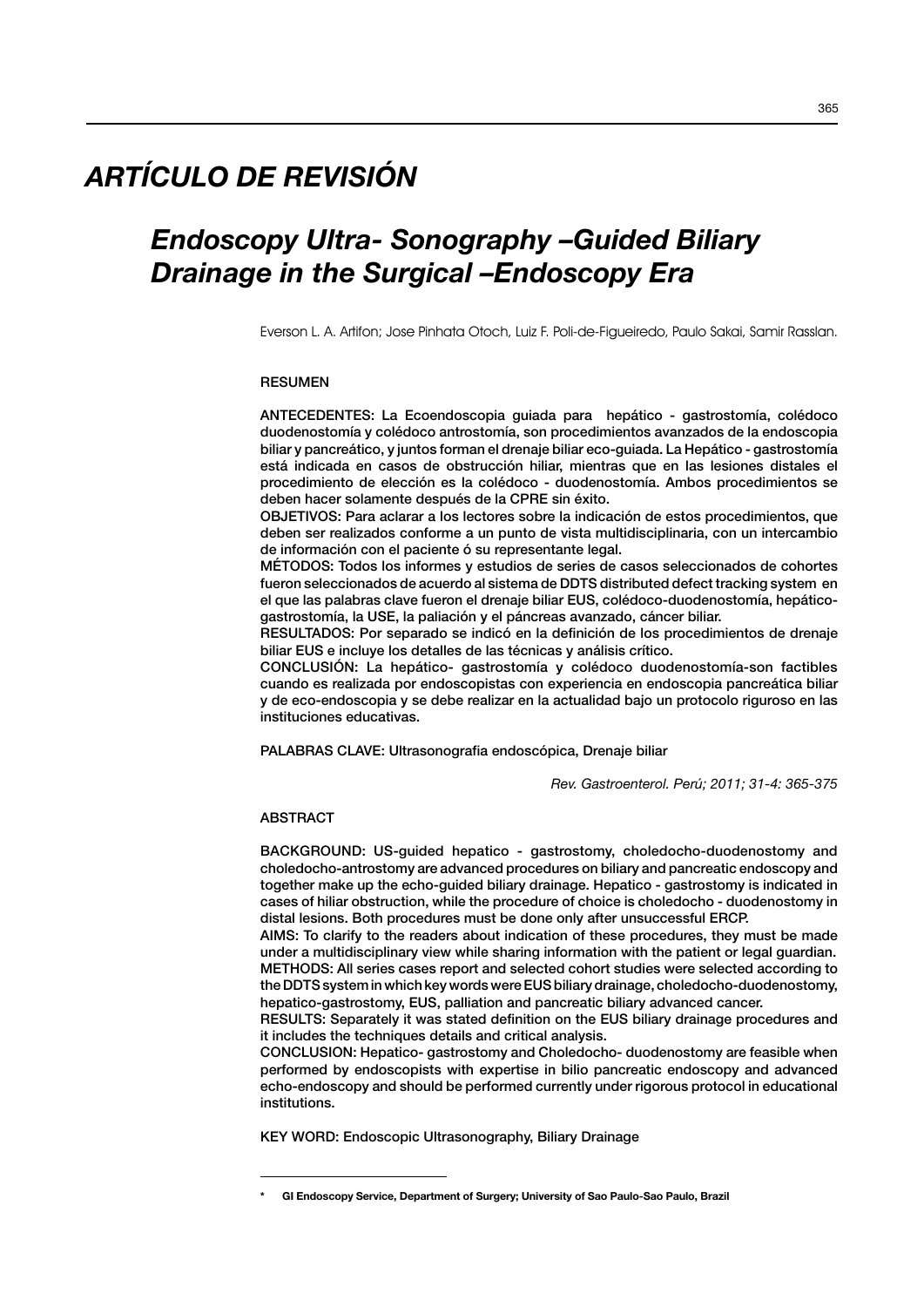# *ARTÍCULO DE REVISIÓN*

## *Endoscopy Ultra- Sonography –Guided Biliary Drainage in the Surgical –Endoscopy Era*

Everson L. A. Artifon; Jose Pinhata Otoch, Luiz F. Poli-de-Figueiredo, Paulo Sakai, Samir Rasslan.

**RESUMEN**

**ANTECEDENTES: La Ecoendoscopia guiada para hepático - gastrostomía, colédoco duodenostomía y colédoco antrostomía, son procedimientos avanzados de la endoscopia biliar y pancreático, y juntos forman el drenaje biliar eco-guiada. La Hepático - gastrostomía está indicada en casos de obstrucción hiliar, mientras que en las lesiones distales el procedimiento de elección es la colédoco - duodenostomía. Ambos procedimientos se deben hacer solamente después de la CPRE sin éxito.**

**OBJETIVOS: Para aclarar a los lectores sobre la indicación de estos procedimientos, que deben ser realizados conforme a un punto de vista multidisciplinaria, con un intercambio de información con el paciente ó su representante legal.**

**MÉTODOS: Todos los informes y estudios de series de casos seleccionados de cohortes fueron seleccionados de acuerdo al sistema de DDTS distributed defect tracking system en el que las palabras clave fueron el drenaje biliar EUS, colédoco-duodenostomía, hepático-gastrostomía, la USE, la paliación y el páncreas avanzado, cáncer biliar.**

**RESULTADOS: Por separado se indicó en la definición de los procedimientos de drenaje biliar EUS e incluye los detalles de las técnicas y análisis crítico.**

**CONCLUSIÓN: La hepático- gastrostomía y colédoco duodenostomía-son factibles cuando es realizada por endoscopistas con experiencia en endoscopia pancreática biliar y de eco-endoscopia y se debe realizar en la actualidad bajo un protocolo riguroso en las instituciones educativas.**

**PALABRAS CLAVE: Ultrasonografia endoscópica, Drenaje biliar**

*Rev. Gastroenterol. Perú; 2011; 31-4: 365-375*

**ABSTRACT**

**BACKGROUND: US-guided hepatico - gastrostomy, choledocho-duodenostomy and choledocho-antrostomy are advanced procedures on biliary and pancreatic endoscopy and together make up the echo-guided biliary drainage. Hepatico - gastrostomy is indicated in cases of hiliar obstruction, while the procedure of choice is choledocho - duodenostomy in distal lesions. Both procedures must be done only after unsuccessful ERCP.**

**AIMS: To clarify to the readers about indication of these procedures, they must be made under a multidisciplinary view while sharing information with the patient or legal guardian.**

**METHODS: All series cases report and selected cohort studies were selected according to the DDTS system in which key words were EUS biliary drainage, choledocho-duodenostomy, hepatico-gastrostomy, EUS, palliation and pancreatic biliary advanced cancer.**

**RESULTS: Separately it was stated definition on the EUS biliary drainage procedures and it includes the techniques details and critical analysis.**

**CONCLUSION: Hepatico- gastrostomy and Choledocho- duodenostomy are feasible when performed by endoscopists with expertise in bilio pancreatic endoscopy and advanced echo-endoscopy and should be performed currently under rigorous protocol in educational institutions.**

**KEY WORD: Endoscopic Ultrasonography, Biliary Drainage**

---

\* **GI Endoscopy Service, Department of Surgery; University of Sao Paulo-Sao Paulo, Brazil**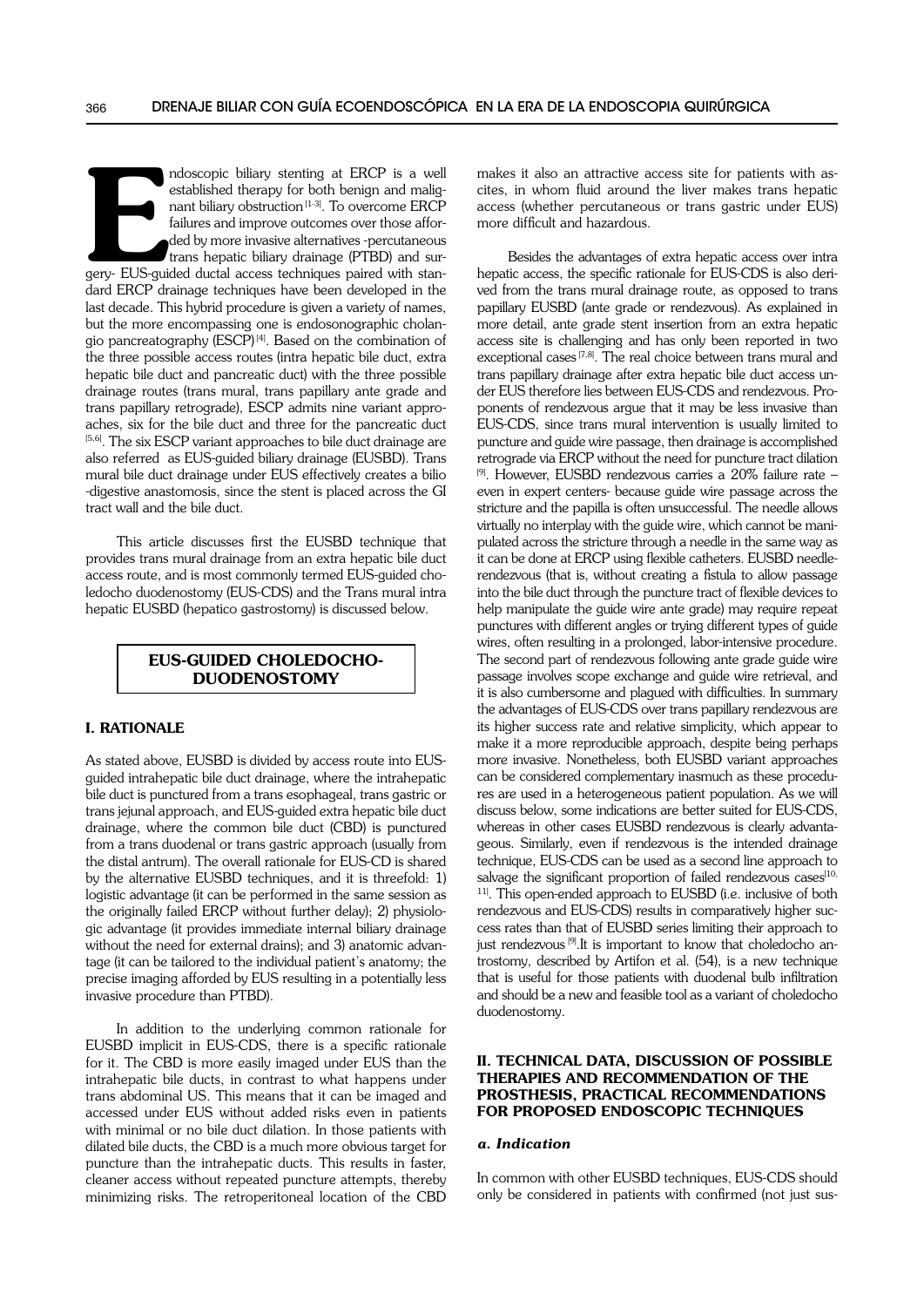Endoscopic biliary stenting at ERCP is a well established therapy for both benign and malignant biliary obstruction[1-3]. To overcome ERCP failures and improve outcomes over those afforded by more invasive alternatives -percutaneous trans hepatic biliary drainage (PTBD) and surgery- EUS-guided ductal access techniques paired with standard ERCP drainage techniques have been developed in the last decade. This hybrid procedure is given a variety of names, but the more encompassing one is endosonographic cholangio pancreatography (ESCP)[4]. Based on the combination of the three possible access routes (intra hepatic bile duct, extra hepatic bile duct and pancreatic duct) with the three possible drainage routes (trans mural, trans papillary ante grade and trans papillary retrograde), ESCP admits nine variant approaches, six for the bile duct and three for the pancreatic duct [5,6]. The six ESCP variant approaches to bile duct drainage are also referred as EUS-guided biliary drainage (EUSBD). Trans mural bile duct drainage under EUS effectively creates a bilio -digestive anastomosis, since the stent is placed across the GI tract wall and the bile duct.

This article discusses first the EUSBD technique that provides trans mural drainage from an extra hepatic bile duct access route, and is most commonly termed EUS-guided choledocho duodenostomy (EUS-CDS) and the Trans mural intra hepatic EUSBD (hepatico gastrostomy) is discussed below.

## EUS-GUIDED CHOLEDOCHO-DUODENOSTOMY

### I. RATIONALE

As stated above, EUSBD is divided by access route into EUS-guided intrahepatic bile duct drainage, where the intrahepatic bile duct is punctured from a trans esophageal, trans gastric or trans jejunal approach, and EUS-guided extra hepatic bile duct drainage, where the common bile duct (CBD) is punctured from a trans duodenal or trans gastric approach (usually from the distal antrum). The overall rationale for EUS-CD is shared by the alternative EUSBD techniques, and it is threefold: 1) logistic advantage (it can be performed in the same session as the originally failed ERCP without further delay); 2) physiologic advantage (it provides immediate internal biliary drainage without the need for external drains); and 3) anatomic advantage (it can be tailored to the individual patient's anatomy; the precise imaging afforded by EUS resulting in a potentially less invasive procedure than PTBD).

In addition to the underlying common rationale for EUSBD implicit in EUS-CDS, there is a specific rationale for it. The CBD is more easily imaged under EUS than the intrahepatic bile ducts, in contrast to what happens under trans abdominal US. This means that it can be imaged and accessed under EUS without added risks even in patients with minimal or no bile duct dilation. In those patients with dilated bile ducts, the CBD is a much more obvious target for puncture than the intrahepatic ducts. This results in faster, cleaner access without repeated puncture attempts, thereby minimizing risks. The retroperitoneal location of the CBD makes it also an attractive access site for patients with ascites, in whom fluid around the liver makes trans hepatic access (whether percutaneous or trans gastric under EUS) more difficult and hazardous.

Besides the advantages of extra hepatic access over intra hepatic access, the specific rationale for EUS-CDS is also derived from the trans mural drainage route, as opposed to trans papillary EUSBD (ante grade or rendezvous). As explained in more detail, ante grade stent insertion from an extra hepatic access site is challenging and has only been reported in two exceptional cases [7,8]. The real choice between trans mural and trans papillary drainage after extra hepatic bile duct access under EUS therefore lies between EUS-CDS and rendezvous. Proponents of rendezvous argue that it may be less invasive than EUS-CDS, since trans mural intervention is usually limited to puncture and guide wire passage, then drainage is accomplished retrograde via ERCP without the need for puncture tract dilation [9]. However, EUSBD rendezvous carries a 20% failure rate – even in expert centers- because guide wire passage across the stricture and the papilla is often unsuccessful. The needle allows virtually no interplay with the guide wire, which cannot be manipulated across the stricture through a needle in the same way as it can be done at ERCP using flexible catheters. EUSBD needle-rendezvous (that is, without creating a fistula to allow passage into the bile duct through the puncture tract of flexible devices to help manipulate the guide wire ante grade) may require repeat punctures with different angles or trying different types of guide wires, often resulting in a prolonged, labor-intensive procedure. The second part of rendezvous following ante grade guide wire passage involves scope exchange and guide wire retrieval, and it is also cumbersome and plagued with difficulties. In summary the advantages of EUS-CDS over trans papillary rendezvous are its higher success rate and relative simplicity, which appear to make it a more reproducible approach, despite being perhaps more invasive. Nonetheless, both EUSBD variant approaches can be considered complementary inasmuch as these procedures are used in a heterogeneous patient population. As we will discuss below, some indications are better suited for EUS-CDS, whereas in other cases EUSBD rendezvous is clearly advantageous. Similarly, even if rendezvous is the intended drainage technique, EUS-CDS can be used as a second line approach to salvage the significant proportion of failed rendezvous cases[10, 11]. This open-ended approach to EUSBD (i.e. inclusive of both rendezvous and EUS-CDS) results in comparatively higher success rates than that of EUSBD series limiting their approach to just rendezvous [9]. It is important to know that choledocho antrostomy, described by Artifon et al. (54), is a new technique that is useful for those patients with duodenal bulb infiltration and should be a new and feasible tool as a variant of choledocho duodenostomy.

### II. TECHNICAL DATA, DISCUSSION OF POSSIBLE THERAPIES AND RECOMMENDATION OF THE PROSTHESIS, PRACTICAL RECOMMENDATIONS FOR PROPOSED ENDOSCOPIC TECHNIQUES

#### *a. Indication*

In common with other EUSBD techniques, EUS-CDS should only be considered in patients with confirmed (not just sus-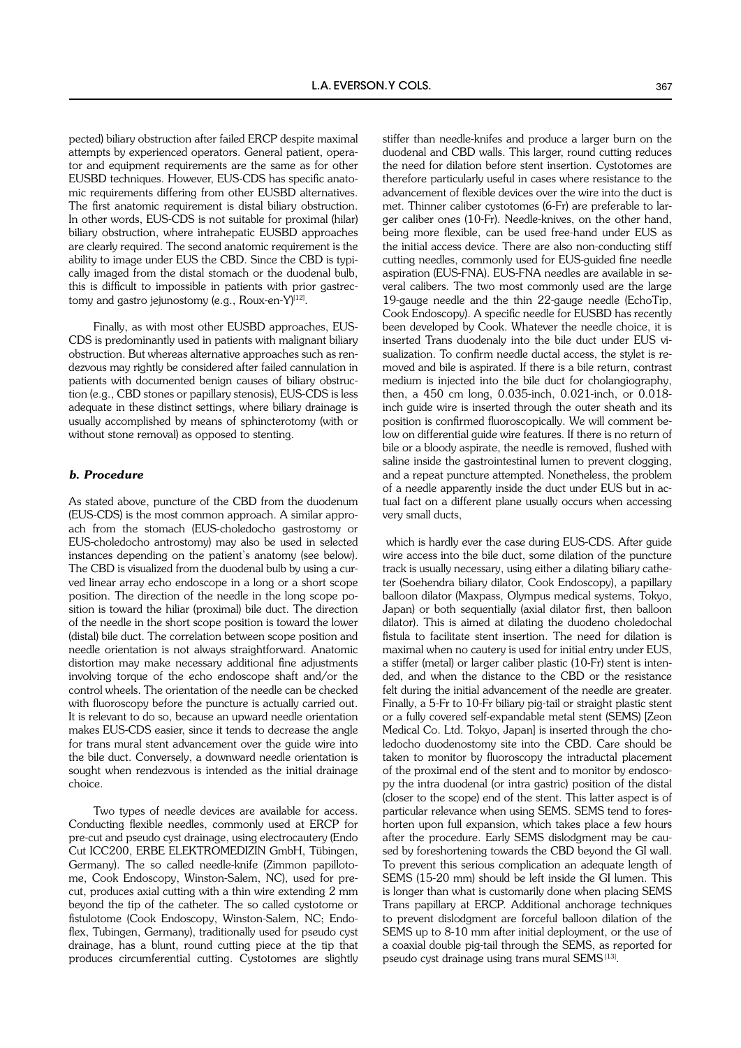pected) biliary obstruction after failed ERCP despite maximal attempts by experienced operators. General patient, operator and equipment requirements are the same as for other EUSBD techniques. However, EUS-CDS has specific anatomic requirements differing from other EUSBD alternatives. The first anatomic requirement is distal biliary obstruction. In other words, EUS-CDS is not suitable for proximal (hilar) biliary obstruction, where intrahepatic EUSBD approaches are clearly required. The second anatomic requirement is the ability to image under EUS the CBD. Since the CBD is typically imaged from the distal stomach or the duodenal bulb, this is difficult to impossible in patients with prior gastrectomy and gastro jejunostomy (e.g., Roux-en-Y)[12].

Finally, as with most other EUSBD approaches, EUS-CDS is predominantly used in patients with malignant biliary obstruction. But whereas alternative approaches such as rendezvous may rightly be considered after failed cannulation in patients with documented benign causes of biliary obstruction (e.g., CBD stones or papillary stenosis), EUS-CDS is less adequate in these distinct settings, where biliary drainage is usually accomplished by means of sphincterotomy (with or without stone removal) as opposed to stenting.

### *b. Procedure*

As stated above, puncture of the CBD from the duodenum (EUS-CDS) is the most common approach. A similar approach from the stomach (EUS-choledocho gastrostomy or EUS-choledocho antrostomy) may also be used in selected instances depending on the patient's anatomy (see below). The CBD is visualized from the duodenal bulb by using a curved linear array echo endoscope in a long or a short scope position. The direction of the needle in the long scope position is toward the hiliar (proximal) bile duct. The direction of the needle in the short scope position is toward the lower (distal) bile duct. The correlation between scope position and needle orientation is not always straightforward. Anatomic distortion may make necessary additional fine adjustments involving torque of the echo endoscope shaft and/or the control wheels. The orientation of the needle can be checked with fluoroscopy before the puncture is actually carried out. It is relevant to do so, because an upward needle orientation makes EUS-CDS easier, since it tends to decrease the angle for trans mural stent advancement over the guide wire into the bile duct. Conversely, a downward needle orientation is sought when rendezvous is intended as the initial drainage choice.

Two types of needle devices are available for access. Conducting flexible needles, commonly used at ERCP for pre-cut and pseudo cyst drainage, using electrocautery (Endo Cut ICC200, ERBE ELEKTROMEDIZIN GmbH, Tübingen, Germany). The so called needle-knife (Zimmon papillotome, Cook Endoscopy, Winston-Salem, NC), used for pre-cut, produces axial cutting with a thin wire extending 2 mm beyond the tip of the catheter. The so called cystotome or fistulotome (Cook Endoscopy, Winston-Salem, NC; Endoflex, Tubingen, Germany), traditionally used for pseudo cyst drainage, has a blunt, round cutting piece at the tip that produces circumferential cutting. Cystotomes are slightly stiffer than needle-knifes and produce a larger burn on the duodenal and CBD walls. This larger, round cutting reduces the need for dilation before stent insertion. Cystotomes are therefore particularly useful in cases where resistance to the advancement of flexible devices over the wire into the duct is met. Thinner caliber cystotomes (6-Fr) are preferable to larger caliber ones (10-Fr). Needle-knives, on the other hand, being more flexible, can be used free-hand under EUS as the initial access device. There are also non-conducting stiff cutting needles, commonly used for EUS-guided fine needle aspiration (EUS-FNA). EUS-FNA needles are available in several calibers. The two most commonly used are the large 19-gauge needle and the thin 22-gauge needle (EchoTip, Cook Endoscopy). A specific needle for EUSBD has recently been developed by Cook. Whatever the needle choice, it is inserted Trans duodenaly into the bile duct under EUS visualization. To confirm needle ductal access, the stylet is removed and bile is aspirated. If there is a bile return, contrast medium is injected into the bile duct for cholangiography, then, a 450 cm long, 0.035-inch, 0.021-inch, or 0.018-inch guide wire is inserted through the outer sheath and its position is confirmed fluoroscopically. We will comment below on differential guide wire features. If there is no return of bile or a bloody aspirate, the needle is removed, flushed with saline inside the gastrointestinal lumen to prevent clogging, and a repeat puncture attempted. Nonetheless, the problem of a needle apparently inside the duct under EUS but in actual fact on a different plane usually occurs when accessing very small ducts,

which is hardly ever the case during EUS-CDS. After guide wire access into the bile duct, some dilation of the puncture track is usually necessary, using either a dilating biliary catheter (Soehendra biliary dilator, Cook Endoscopy), a papillary balloon dilator (Maxpass, Olympus medical systems, Tokyo, Japan) or both sequentially (axial dilator first, then balloon dilator). This is aimed at dilating the duodeno choledochal fistula to facilitate stent insertion. The need for dilation is maximal when no cautery is used for initial entry under EUS, a stiffer (metal) or larger caliber plastic (10-Fr) stent is intended, and when the distance to the CBD or the resistance felt during the initial advancement of the needle are greater. Finally, a 5-Fr to 10-Fr biliary pig-tail or straight plastic stent or a fully covered self-expandable metal stent (SEMS) [Zeon Medical Co. Ltd. Tokyo, Japan] is inserted through the choledocho duodenostomy site into the CBD. Care should be taken to monitor by fluoroscopy the intraductal placement of the proximal end of the stent and to monitor by endoscopy the intra duodenal (or intra gastric) position of the distal (closer to the scope) end of the stent. This latter aspect is of particular relevance when using SEMS. SEMS tend to foreshorten upon full expansion, which takes place a few hours after the procedure. Early SEMS dislodgment may be caused by foreshortening towards the CBD beyond the GI wall. To prevent this serious complication an adequate length of SEMS (15-20 mm) should be left inside the GI lumen. This is longer than what is customarily done when placing SEMS Trans papillary at ERCP. Additional anchorage techniques to prevent dislodgment are forceful balloon dilation of the SEMS up to 8-10 mm after initial deployment, or the use of a coaxial double pig-tail through the SEMS, as reported for pseudo cyst drainage using trans mural SEMS[13].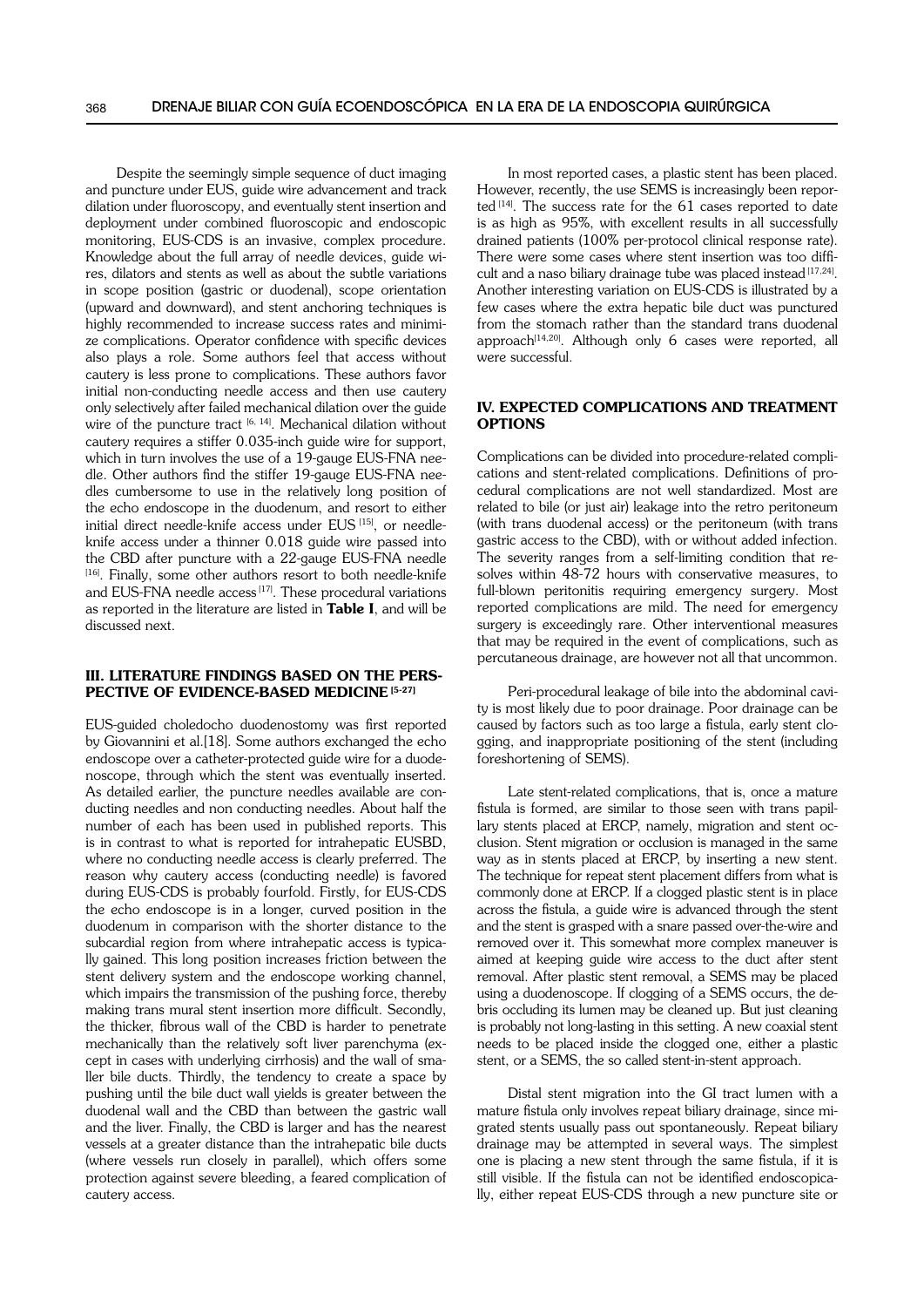Despite the seemingly simple sequence of duct imaging and puncture under EUS, guide wire advancement and track dilation under fluoroscopy, and eventually stent insertion and deployment under combined fluoroscopic and endoscopic monitoring, EUS-CDS is an invasive, complex procedure. Knowledge about the full array of needle devices, guide wires, dilators and stents as well as about the subtle variations in scope position (gastric or duodenal), scope orientation (upward and downward), and stent anchoring techniques is highly recommended to increase success rates and minimize complications. Operator confidence with specific devices also plays a role. Some authors feel that access without cautery is less prone to complications. These authors favor initial non-conducting needle access and then use cautery only selectively after failed mechanical dilation over the guide wire of the puncture tract [6, 14]. Mechanical dilation without cautery requires a stiffer 0.035-inch guide wire for support, which in turn involves the use of a 19-gauge EUS-FNA needle. Other authors find the stiffer 19-gauge EUS-FNA needles cumbersome to use in the relatively long position of the echo endoscope in the duodenum, and resort to either initial direct needle-knife access under EUS [15], or needle-knife access under a thinner 0.018 guide wire passed into the CBD after puncture with a 22-gauge EUS-FNA needle [16]. Finally, some other authors resort to both needle-knife and EUS-FNA needle access [17]. These procedural variations as reported in the literature are listed in **Table I**, and will be discussed next.

## III. LITERATURE FINDINGS BASED ON THE PERSPECTIVE OF EVIDENCE-BASED MEDICINE [5-27]

EUS-guided choledocho duodenostomy was first reported by Giovannini et al.[18]. Some authors exchanged the echo endoscope over a catheter-protected guide wire for a duodenoscope, through which the stent was eventually inserted. As detailed earlier, the puncture needles available are conducting needles and non conducting needles. About half the number of each has been used in published reports. This is in contrast to what is reported for intrahepatic EUSBD, where no conducting needle access is clearly preferred. The reason why cautery access (conducting needle) is favored during EUS-CDS is probably fourfold. Firstly, for EUS-CDS the echo endoscope is in a longer, curved position in the duodenum in comparison with the shorter distance to the subcardial region from where intrahepatic access is typically gained. This long position increases friction between the stent delivery system and the endoscope working channel, which impairs the transmission of the pushing force, thereby making trans mural stent insertion more difficult. Secondly, the thicker, fibrous wall of the CBD is harder to penetrate mechanically than the relatively soft liver parenchyma (except in cases with underlying cirrhosis) and the wall of smaller bile ducts. Thirdly, the tendency to create a space by pushing until the bile duct wall yields is greater between the duodenal wall and the CBD than between the gastric wall and the liver. Finally, the CBD is larger and has the nearest vessels at a greater distance than the intrahepatic bile ducts (where vessels run closely in parallel), which offers some protection against severe bleeding, a feared complication of cautery access.

In most reported cases, a plastic stent has been placed. However, recently, the use SEMS is increasingly been reported [14]. The success rate for the 61 cases reported to date is as high as 95%, with excellent results in all successfully drained patients (100% per-protocol clinical response rate). There were some cases where stent insertion was too difficult and a naso biliary drainage tube was placed instead [17,24]. Another interesting variation on EUS-CDS is illustrated by a few cases where the extra hepatic bile duct was punctured from the stomach rather than the standard trans duodenal approach[14,20]. Although only 6 cases were reported, all were successful.

## IV. EXPECTED COMPLICATIONS AND TREATMENT OPTIONS

Complications can be divided into procedure-related complications and stent-related complications. Definitions of procedural complications are not well standardized. Most are related to bile (or just air) leakage into the retro peritoneum (with trans duodenal access) or the peritoneum (with trans gastric access to the CBD), with or without added infection. The severity ranges from a self-limiting condition that resolves within 48-72 hours with conservative measures, to full-blown peritonitis requiring emergency surgery. Most reported complications are mild. The need for emergency surgery is exceedingly rare. Other interventional measures that may be required in the event of complications, such as percutaneous drainage, are however not all that uncommon.

Peri-procedural leakage of bile into the abdominal cavity is most likely due to poor drainage. Poor drainage can be caused by factors such as too large a fistula, early stent clogging, and inappropriate positioning of the stent (including foreshortening of SEMS).

Late stent-related complications, that is, once a mature fistula is formed, are similar to those seen with trans papillary stents placed at ERCP, namely, migration and stent occlusion. Stent migration or occlusion is managed in the same way as in stents placed at ERCP, by inserting a new stent. The technique for repeat stent placement differs from what is commonly done at ERCP. If a clogged plastic stent is in place across the fistula, a guide wire is advanced through the stent and the stent is grasped with a snare passed over-the-wire and removed over it. This somewhat more complex maneuver is aimed at keeping guide wire access to the duct after stent removal. After plastic stent removal, a SEMS may be placed using a duodenoscope. If clogging of a SEMS occurs, the debris occluding its lumen may be cleaned up. But just cleaning is probably not long-lasting in this setting. A new coaxial stent needs to be placed inside the clogged one, either a plastic stent, or a SEMS, the so called stent-in-stent approach.

Distal stent migration into the GI tract lumen with a mature fistula only involves repeat biliary drainage, since migrated stents usually pass out spontaneously. Repeat biliary drainage may be attempted in several ways. The simplest one is placing a new stent through the same fistula, if it is still visible. If the fistula can not be identified endoscopically, either repeat EUS-CDS through a new puncture site or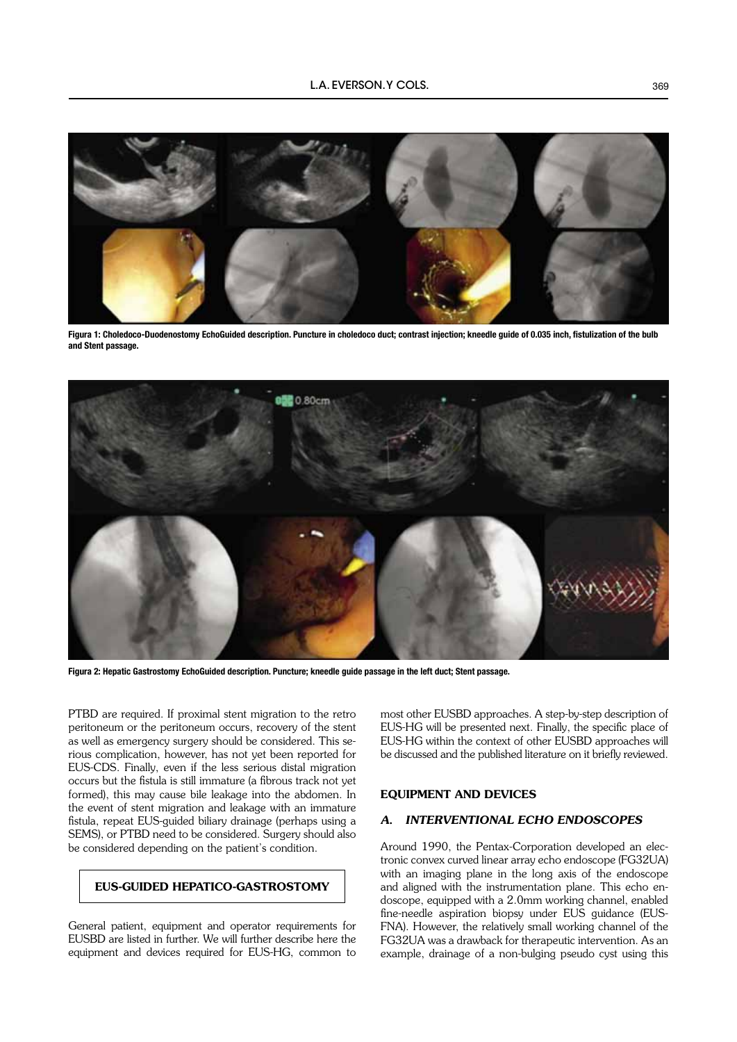Figura 1: Choledoco-Duodenostomy EchoGuided description. Puncture in choledoco duct; contrast injection; kneedle guide of 0.035 inch, fistulization of the bulb and Stent passage.

Figura 2: Hepatic Gastrostomy EchoGuided description. Puncture; kneedle guide passage in the left duct; Stent passage.

PTBD are required. If proximal stent migration to the retro peritoneum or the peritoneum occurs, recovery of the stent as well as emergency surgery should be considered. This serious complication, however, has not yet been reported for EUS-CDS. Finally, even if the less serious distal migration occurs but the fistula is still immature (a fibrous track not yet formed), this may cause bile leakage into the abdomen. In the event of stent migration and leakage with an immature fistula, repeat EUS-guided biliary drainage (perhaps using a SEMS), or PTBD need to be considered. Surgery should also be considered depending on the patient's condition.

## EUS-GUIDED HEPATICO-GASTROSTOMY

General patient, equipment and operator requirements for EUSBD are listed in further. We will further describe here the equipment and devices required for EUS-HG, common to most other EUSBD approaches. A step-by-step description of EUS-HG will be presented next. Finally, the specific place of EUS-HG within the context of other EUSBD approaches will be discussed and the published literature on it briefly reviewed.

## EQUIPMENT AND DEVICES

### *A. INTERVENTIONAL ECHO ENDOSCOPES*

Around 1990, the Pentax-Corporation developed an electronic convex curved linear array echo endoscope (FG32UA) with an imaging plane in the long axis of the endoscope and aligned with the instrumentation plane. This echo endoscope, equipped with a 2.0mm working channel, enabled fine-needle aspiration biopsy under EUS guidance (EUS-FNA). However, the relatively small working channel of the FG32UA was a drawback for therapeutic intervention. As an example, drainage of a non-bulging pseudo cyst using this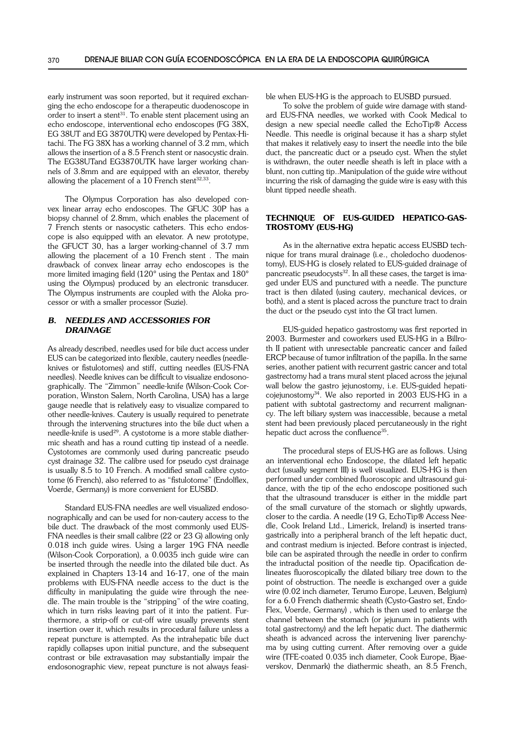early instrument was soon reported, but it required exchanging the echo endoscope for a therapeutic duodenoscope in order to insert a stent[31]. To enable stent placement using an echo endoscope, interventional echo endoscopes (FG 38X, EG 38UT and EG 3870UTK) were developed by Pentax-Hitachi. The FG 38X has a working channel of 3.2 mm, which allows the insertion of a 8.5 French stent or nasocystic drain. The EG38UTand EG3870UTK have larger working channels of 3.8mm and are equipped with an elevator, thereby allowing the placement of a 10 French stent[32,33].

The Olympus Corporation has also developed convex linear array echo endoscopes. The GFUC 30P has a biopsy channel of 2.8mm, which enables the placement of 7 French stents or nasocystic catheters. This echo endoscope is also equipped with an elevator. A new prototype, the GFUCT 30, has a larger working-channel of 3.7 mm allowing the placement of a 10 French stent . The main drawback of convex linear array echo endoscopes is the more limited imaging field (120° using the Pentax and 180° using the Olympus) produced by an electronic transducer. The Olympus instruments are coupled with the Aloka processor or with a smaller processor (Suzie).

### *B. NEEDLES AND ACCESSORIES FOR DRAINAGE*

As already described, needles used for bile duct access under EUS can be categorized into flexible, cautery needles (needle-knives or fistulotomes) and stiff, cutting needles (EUS-FNA needles). Needle knives can be difficult to visualize endosonographically. The "Zimmon" needle-knife (Wilson-Cook Corporation, Winston Salem, North Carolina, USA) has a large gauge needle that is relatively easy to visualize compared to other needle-knives. Cautery is usually required to penetrate through the intervening structures into the bile duct when a needle-knife is used[29]. A cystotome is a more stable diathermic sheath and has a round cutting tip instead of a needle. Cystotomes are commonly used during pancreatic pseudo cyst drainage 32. The calibre used for pseudo cyst drainage is usually 8.5 to 10 French. A modified small calibre cystotome (6 French), also referred to as "fistulotome" (Endoflex, Voerde, Germany) is more convenient for EUSBD.

Standard EUS-FNA needles are well visualized endosonographically and can be used for non-cautery access to the bile duct. The drawback of the most commonly used EUS-FNA needles is their small calibre (22 or 23 G) allowing only 0.018 inch guide wires. Using a larger 19G FNA needle (Wilson-Cook Corporation), a 0.0035 inch guide wire can be inserted through the needle into the dilated bile duct. As explained in Chapters 13-14 and 16-17, one of the main problems with EUS-FNA needle access to the duct is the difficulty in manipulating the guide wire through the needle. The main trouble is the "stripping" of the wire coating, which in turn risks leaving part of it into the patient. Furthermore, a strip-off or cut-off wire usually prevents stent insertion over it, which results in procedural failure unless a repeat puncture is attempted. As the intrahepatic bile duct rapidly collapses upon initial puncture, and the subsequent contrast or bile extravasation may substantially impair the endosonographic view, repeat puncture is not always feasible when EUS-HG is the approach to EUSBD pursued.

To solve the problem of guide wire damage with standard EUS-FNA needles, we worked with Cook Medical to design a new special needle called the EchoTip® Access Needle. This needle is original because it has a sharp stylet that makes it relatively easy to insert the needle into the bile duct, the pancreatic duct or a pseudo cyst. When the stylet is withdrawn, the outer needle sheath is left in place with a blunt, non cutting tip..Manipulation of the guide wire without incurring the risk of damaging the guide wire is easy with this blunt tipped needle sheath.

## TECHNIQUE OF EUS-GUIDED HEPATICO-GASTROSTOMY (EUS-HG)

As in the alternative extra hepatic access EUSBD technique for trans mural drainage (i.e., choledocho duodenostomy), EUS-HG is closely related to EUS-guided drainage of pancreatic pseudocysts[32]. In all these cases, the target is imaged under EUS and punctured with a needle. The puncture tract is then dilated (using cautery, mechanical devices, or both), and a stent is placed across the puncture tract to drain the duct or the pseudo cyst into the GI tract lumen.

EUS-guided hepatico gastrostomy was first reported in 2003. Burmester and coworkers used EUS-HG in a Billroth II patient with unresectable pancreatic cancer and failed ERCP because of tumor infiltration of the papilla. In the same series, another patient with recurrent gastric cancer and total gastrectomy had a trans mural stent placed across the jejunal wall below the gastro jejunostomy, i.e. EUS-guided hepaticojejunostomy[34]. We also reported in 2003 EUS-HG in a patient with subtotal gastrectomy and recurrent malignancy. The left biliary system was inaccessible, because a metal stent had been previously placed percutaneously in the right hepatic duct across the confluence[35].

The procedural steps of EUS-HG are as follows. Using an interventional echo Endoscope, the dilated left hepatic duct (usually segment III) is well visualized. EUS-HG is then performed under combined fluoroscopic and ultrasound guidance, with the tip of the echo endoscope positioned such that the ultrasound transducer is either in the middle part of the small curvature of the stomach or slightly upwards, closer to the cardia. A needle (19 G, EchoTip® Access Needle, Cook Ireland Ltd., Limerick, Ireland) is inserted transgastrically into a peripheral branch of the left hepatic duct, and contrast medium is injected. Before contrast is injected, bile can be aspirated through the needle in order to confirm the intraductal position of the needle tip. Opacification delineates fluoroscopically the dilated biliary tree down to the point of obstruction. The needle is exchanged over a guide wire (0.02 inch diameter, Terumo Europe, Leuven, Belgium) for a 6.0 French diathermic sheath (Cysto-Gastro set, Endo-Flex, Voerde, Germany) , which is then used to enlarge the channel between the stomach (or jejunum in patients with total gastrectomy) and the left hepatic duct. The diathermic sheath is advanced across the intervening liver parenchyma by using cutting current. After removing over a guide wire (TFE-coated 0.035 inch diameter, Cook Europe, Bjaeverskov, Denmark) the diathermic sheath, an 8.5 French,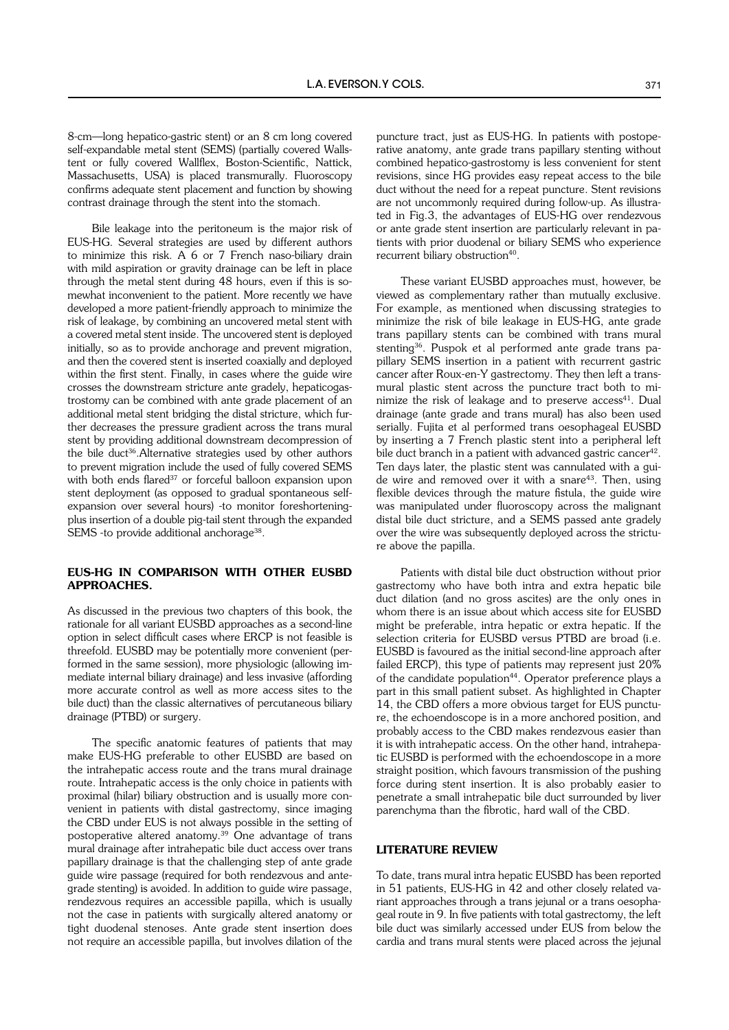8-cm—long hepatico-gastric stent) or an 8 cm long covered self-expandable metal stent (SEMS) (partially covered Wallstent or fully covered Wallflex, Boston-Scientific, Nattick, Massachusetts, USA) is placed transmurally. Fluoroscopy confirms adequate stent placement and function by showing contrast drainage through the stent into the stomach.

Bile leakage into the peritoneum is the major risk of EUS-HG. Several strategies are used by different authors to minimize this risk. A 6 or 7 French naso-biliary drain with mild aspiration or gravity drainage can be left in place through the metal stent during 48 hours, even if this is somewhat inconvenient to the patient. More recently we have developed a more patient-friendly approach to minimize the risk of leakage, by combining an uncovered metal stent with a covered metal stent inside. The uncovered stent is deployed initially, so as to provide anchorage and prevent migration, and then the covered stent is inserted coaxially and deployed within the first stent. Finally, in cases where the guide wire crosses the downstream stricture ante gradely, hepaticogastrostomy can be combined with ante grade placement of an additional metal stent bridging the distal stricture, which further decreases the pressure gradient across the trans mural stent by providing additional downstream decompression of the bile duct[36]. Alternative strategies used by other authors to prevent migration include the used of fully covered SEMS with both ends flared[37] or forceful balloon expansion upon stent deployment (as opposed to gradual spontaneous self-expansion over several hours) -to monitor foreshortening-plus insertion of a double pig-tail stent through the expanded SEMS -to provide additional anchorage[38].

## EUS-HG IN COMPARISON WITH OTHER EUSBD APPROACHES.

As discussed in the previous two chapters of this book, the rationale for all variant EUSBD approaches as a second-line option in select difficult cases where ERCP is not feasible is threefold. EUSBD may be potentially more convenient (performed in the same session), more physiologic (allowing immediate internal biliary drainage) and less invasive (affording more accurate control as well as more access sites to the bile duct) than the classic alternatives of percutaneous biliary drainage (PTBD) or surgery.

The specific anatomic features of patients that may make EUS-HG preferable to other EUSBD are based on the intrahepatic access route and the trans mural drainage route. Intrahepatic access is the only choice in patients with proximal (hilar) biliary obstruction and is usually more convenient in patients with distal gastrectomy, since imaging the CBD under EUS is not always possible in the setting of postoperative altered anatomy.[39] One advantage of trans mural drainage after intrahepatic bile duct access over trans papillary drainage is that the challenging step of ante grade guide wire passage (required for both rendezvous and antegrade stenting) is avoided. In addition to guide wire passage, rendezvous requires an accessible papilla, which is usually not the case in patients with surgically altered anatomy or tight duodenal stenoses. Ante grade stent insertion does not require an accessible papilla, but involves dilation of the puncture tract, just as EUS-HG. In patients with postoperative anatomy, ante grade trans papillary stenting without combined hepatico-gastrostomy is less convenient for stent revisions, since HG provides easy repeat access to the bile duct without the need for a repeat puncture. Stent revisions are not uncommonly required during follow-up. As illustrated in Fig.3, the advantages of EUS-HG over rendezvous or ante grade stent insertion are particularly relevant in patients with prior duodenal or biliary SEMS who experience recurrent biliary obstruction[40].

These variant EUSBD approaches must, however, be viewed as complementary rather than mutually exclusive. For example, as mentioned when discussing strategies to minimize the risk of bile leakage in EUS-HG, ante grade trans papillary stents can be combined with trans mural stenting[36]. Puspok et al performed ante grade trans papillary SEMS insertion in a patient with recurrent gastric cancer after Roux-en-Y gastrectomy. They then left a transmural plastic stent across the puncture tract both to minimize the risk of leakage and to preserve access[41]. Dual drainage (ante grade and trans mural) has also been used serially. Fujita et al performed trans oesophageal EUSBD by inserting a 7 French plastic stent into a peripheral left bile duct branch in a patient with advanced gastric cancer[42]. Ten days later, the plastic stent was cannulated with a guide wire and removed over it with a snare[43]. Then, using flexible devices through the mature fistula, the guide wire was manipulated under fluoroscopy across the malignant distal bile duct stricture, and a SEMS passed ante gradely over the wire was subsequently deployed across the stricture above the papilla.

Patients with distal bile duct obstruction without prior gastrectomy who have both intra and extra hepatic bile duct dilation (and no gross ascites) are the only ones in whom there is an issue about which access site for EUSBD might be preferable, intra hepatic or extra hepatic. If the selection criteria for EUSBD versus PTBD are broad (i.e. EUSBD is favoured as the initial second-line approach after failed ERCP), this type of patients may represent just 20% of the candidate population[44]. Operator preference plays a part in this small patient subset. As highlighted in Chapter 14, the CBD offers a more obvious target for EUS puncture, the echoendoscope is in a more anchored position, and probably access to the CBD makes rendezvous easier than it is with intrahepatic access. On the other hand, intrahepatic EUSBD is performed with the echoendoscope in a more straight position, which favours transmission of the pushing force during stent insertion. It is also probably easier to penetrate a small intrahepatic bile duct surrounded by liver parenchyma than the fibrotic, hard wall of the CBD.

## LITERATURE REVIEW

To date, trans mural intra hepatic EUSBD has been reported in 51 patients, EUS-HG in 42 and other closely related variant approaches through a trans jejunal or a trans oesophageal route in 9. In five patients with total gastrectomy, the left bile duct was similarly accessed under EUS from below the cardia and trans mural stents were placed across the jejunal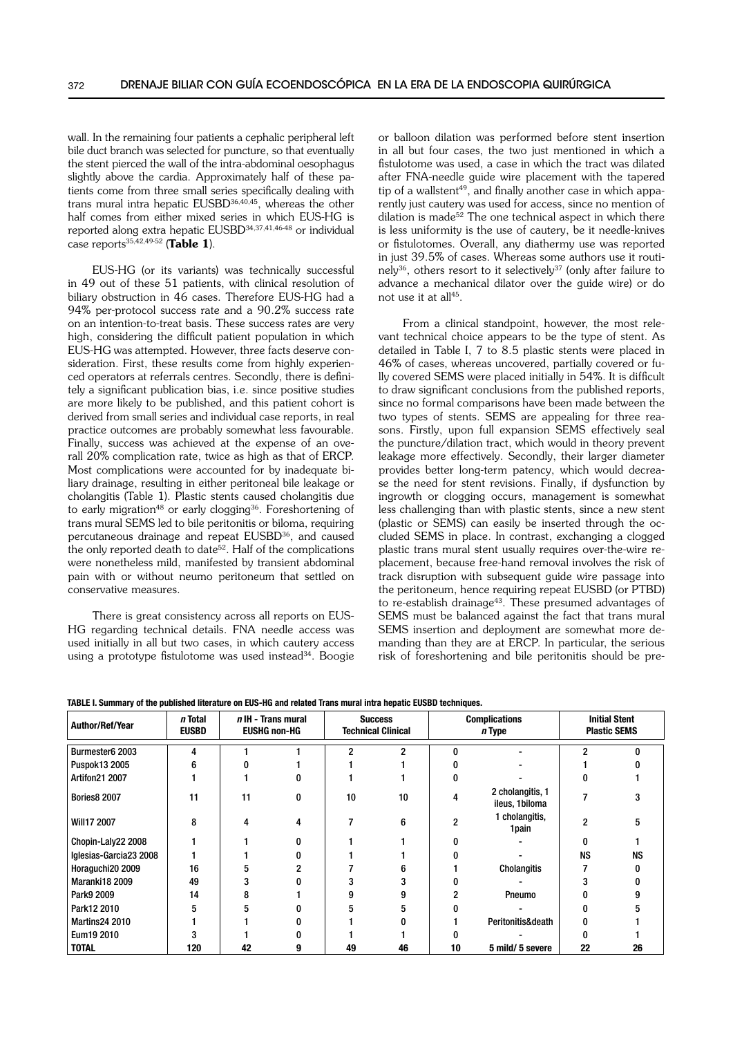wall. In the remaining four patients a cephalic peripheral left bile duct branch was selected for puncture, so that eventually the stent pierced the wall of the intra-abdominal oesophagus slightly above the cardia. Approximately half of these patients come from three small series specifically dealing with trans mural intra hepatic EUSBD[36,40,45], whereas the other half comes from either mixed series in which EUS-HG is reported along extra hepatic EUSBD[34,37,41,46-48] or individual case reports[35,42,49-52] (**Table 1**).

EUS-HG (or its variants) was technically successful in 49 out of these 51 patients, with clinical resolution of biliary obstruction in 46 cases. Therefore EUS-HG had a 94% per-protocol success rate and a 90.2% success rate on an intention-to-treat basis. These success rates are very high, considering the difficult patient population in which EUS-HG was attempted. However, three facts deserve consideration. First, these results come from highly experienced operators at referrals centres. Secondly, there is definitely a significant publication bias, i.e. since positive studies are more likely to be published, and this patient cohort is derived from small series and individual case reports, in real practice outcomes are probably somewhat less favourable. Finally, success was achieved at the expense of an overall 20% complication rate, twice as high as that of ERCP. Most complications were accounted for by inadequate biliary drainage, resulting in either peritoneal bile leakage or cholangitis (Table 1). Plastic stents caused cholangitis due to early migration[48] or early clogging[36]. Foreshortening of trans mural SEMS led to bile peritonitis or biloma, requiring percutaneous drainage and repeat EUSBD[36], and caused the only reported death to date[52]. Half of the complications were nonetheless mild, manifested by transient abdominal pain with or without neumo peritoneum that settled on conservative measures.

There is great consistency across all reports on EUS-HG regarding technical details. FNA needle access was used initially in all but two cases, in which cautery access using a prototype fistulotome was used instead[34]. Boogie or balloon dilation was performed before stent insertion in all but four cases, the two just mentioned in which a fistulotome was used, a case in which the tract was dilated after FNA-needle guide wire placement with the tapered tip of a wallstent[49], and finally another case in which apparently just cautery was used for access, since no mention of dilation is made[52] The one technical aspect in which there is less uniformity is the use of cautery, be it needle-knives or fistulotomes. Overall, any diathermy use was reported in just 39.5% of cases. Whereas some authors use it routinely[36], others resort to it selectively[37] (only after failure to advance a mechanical dilator over the guide wire) or do not use it at all[45].

From a clinical standpoint, however, the most relevant technical choice appears to be the type of stent. As detailed in Table I, 7 to 8.5 plastic stents were placed in 46% of cases, whereas uncovered, partially covered or fully covered SEMS were placed initially in 54%. It is difficult to draw significant conclusions from the published reports, since no formal comparisons have been made between the two types of stents. SEMS are appealing for three reasons. Firstly, upon full expansion SEMS effectively seal the puncture/dilation tract, which would in theory prevent leakage more effectively. Secondly, their larger diameter provides better long-term patency, which would decrease the need for stent revisions. Finally, if dysfunction by ingrowth or clogging occurs, management is somewhat less challenging than with plastic stents, since a new stent (plastic or SEMS) can easily be inserted through the occluded SEMS in place. In contrast, exchanging a clogged plastic trans mural stent usually requires over-the-wire replacement, because free-hand removal involves the risk of track disruption with subsequent guide wire passage into the peritoneum, hence requiring repeat EUSBD (or PTBD) to re-establish drainage[43]. These presumed advantages of SEMS must be balanced against the fact that trans mural SEMS insertion and deployment are somewhat more demanding than they are at ERCP. In particular, the serious risk of foreshortening and bile peritonitis should be pre-

**TABLE I. Summary of the published literature on EUS-HG and related Trans mural intra hepatic EUSBD techniques.**

| Author/Ref/Year | *n* Total EUSBD | *n* IH - Trans mural EUSHG | non-HG | Success Technical | Clinical | Complications *n* | Type | Initial Stent Plastic | SEMS |
|---|---|---|---|---|---|---|---|---|---|
| Burmester6 2003 | 4 | 1 | 1 | 2 | 2 | 0 | - | 2 | 0 |
| Puspok13 2005 | 6 | 0 | 1 | 1 | 1 | 0 | - | 1 | 0 |
| Artifon21 2007 | 1 | 1 | 0 | 1 | 1 | 0 | - | 0 | 1 |
| Bories8 2007 | 11 | 11 | 0 | 10 | 10 | 4 | 2 cholangitis, 1 ileus, 1biloma | 7 | 3 |
| Will17 2007 | 8 | 4 | 4 | 7 | 6 | 2 | 1 cholangitis, 1pain | 2 | 5 |
| Chopin-Laly22 2008 | 1 | 1 | 0 | 1 | 1 | 0 | - | 0 | 1 |
| Iglesias-Garcia23 2008 | 1 | 1 | 0 | 1 | 1 | 0 | - | NS | NS |
| Horaguchi20 2009 | 16 | 5 | 2 | 7 | 6 | 1 | Cholangitis | 7 | 0 |
| Maranki18 2009 | 49 | 3 | 0 | 3 | 3 | 0 | - | 3 | 0 |
| Park9 2009 | 14 | 8 | 1 | 9 | 9 | 2 | Pneumo | 0 | 9 |
| Park12 2010 | 5 | 5 | 0 | 5 | 5 | 0 | - | 0 | 5 |
| Martins24 2010 | 1 | 1 | 0 | 1 | 0 | 1 | Peritonitis&death | 0 | 1 |
| Eum19 2010 | 3 | 1 | 0 | 1 | 1 | 0 | - | 0 | 1 |
| **TOTAL** | **120** | **42** | **9** | **49** | **46** | **10** | **5 mild/ 5 severe** | **22** | **26** |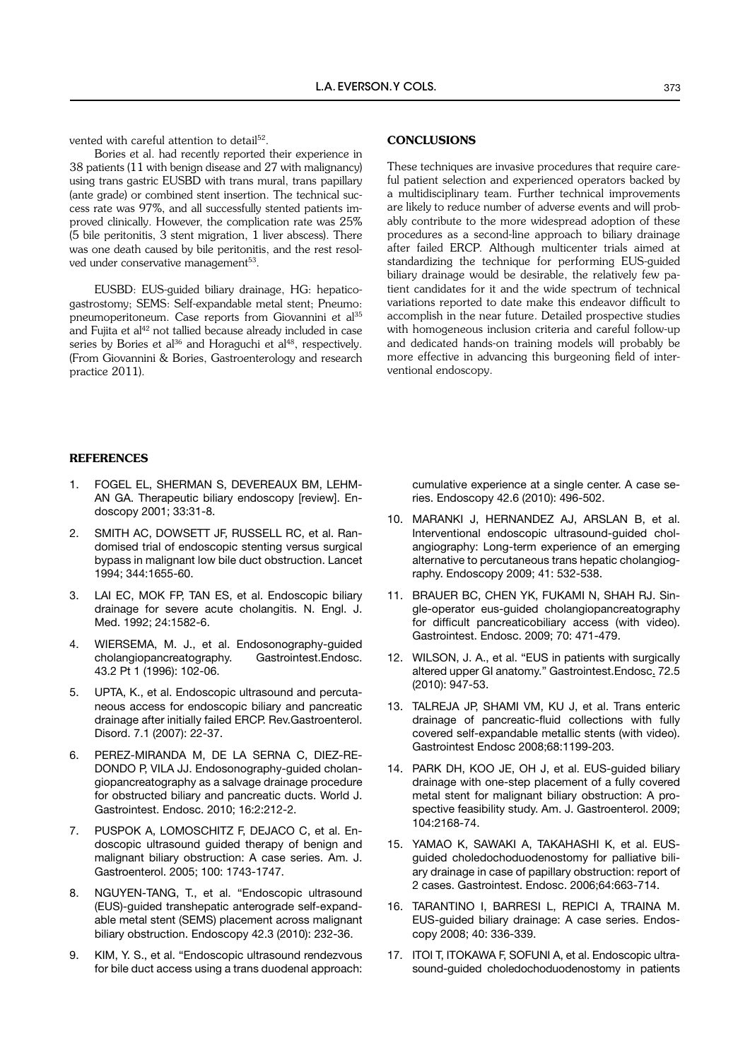vented with careful attention to detail[52].

Bories et al. had recently reported their experience in 38 patients (11 with benign disease and 27 with malignancy) using trans gastric EUSBD with trans mural, trans papillary (ante grade) or combined stent insertion. The technical success rate was 97%, and all successfully stented patients improved clinically. However, the complication rate was 25% (5 bile peritonitis, 3 stent migration, 1 liver abscess). There was one death caused by bile peritonitis, and the rest resolved under conservative management[53].

EUSBD: EUS-guided biliary drainage, HG: hepaticogastrostomy; SEMS: Self-expandable metal stent; Pneumo: pneumoperitoneum. Case reports from Giovannini et al[35] and Fujita et al[42] not tallied because already included in case series by Bories et al[36] and Horaguchi et al[48], respectively. (From Giovannini & Bories, Gastroenterology and research practice 2011).

## CONCLUSIONS

These techniques are invasive procedures that require careful patient selection and experienced operators backed by a multidisciplinary team. Further technical improvements are likely to reduce number of adverse events and will probably contribute to the more widespread adoption of these procedures as a second-line approach to biliary drainage after failed ERCP. Although multicenter trials aimed at standardizing the technique for performing EUS-guided biliary drainage would be desirable, the relatively few patient candidates for it and the wide spectrum of technical variations reported to date make this endeavor difficult to accomplish in the near future. Detailed prospective studies with homogeneous inclusion criteria and careful follow-up and dedicated hands-on training models will probably be more effective in advancing this burgeoning field of interventional endoscopy.

## REFERENCES

1. FOGEL EL, SHERMAN S, DEVEREAUX BM, LEHMAN GA. Therapeutic biliary endoscopy [review]. Endoscopy 2001; 33:31-8.
2. SMITH AC, DOWSETT JF, RUSSELL RC, et al. Randomised trial of endoscopic stenting versus surgical bypass in malignant low bile duct obstruction. Lancet 1994; 344:1655-60.
3. LAI EC, MOK FP, TAN ES, et al. Endoscopic biliary drainage for severe acute cholangitis. N. Engl. J. Med. 1992; 24:1582-6.
4. WIERSEMA, M. J., et al. Endosonography-guided cholangiopancreatography. Gastrointest.Endosc. 43.2 Pt 1 (1996): 102-06.
5. UPTA, K., et al. Endoscopic ultrasound and percutaneous access for endoscopic biliary and pancreatic drainage after initially failed ERCP. Rev.Gastroenterol. Disord. 7.1 (2007): 22-37.
6. PEREZ-MIRANDA M, DE LA SERNA C, DIEZ-REDONDO P, VILA JJ. Endosonography-guided cholangiopancreatography as a salvage drainage procedure for obstructed biliary and pancreatic ducts. World J. Gastrointest. Endosc. 2010; 16:2:212-2.
7. PUSPOK A, LOMOSCHITZ F, DEJACO C, et al. Endoscopic ultrasound guided therapy of benign and malignant biliary obstruction: A case series. Am. J. Gastroenterol. 2005; 100: 1743-1747.
8. NGUYEN-TANG, T., et al. "Endoscopic ultrasound (EUS)-guided transhepatic anterograde self-expandable metal stent (SEMS) placement across malignant biliary obstruction. Endoscopy 42.3 (2010): 232-36.
9. KIM, Y. S., et al. "Endoscopic ultrasound rendezvous for bile duct access using a trans duodenal approach: cumulative experience at a single center. A case series. Endoscopy 42.6 (2010): 496-502.
10. MARANKI J, HERNANDEZ AJ, ARSLAN B, et al. Interventional endoscopic ultrasound-guided cholangiography: Long-term experience of an emerging alternative to percutaneous trans hepatic cholangiography. Endoscopy 2009; 41: 532-538.
11. BRAUER BC, CHEN YK, FUKAMI N, SHAH RJ. Single-operator eus-guided cholangiopancreatography for difficult pancreaticobiliary access (with video). Gastrointest. Endosc. 2009; 70: 471-479.
12. WILSON, J. A., et al. "EUS in patients with surgically altered upper GI anatomy." Gastrointest.Endosc. 72.5 (2010): 947-53.
13. TALREJA JP, SHAMI VM, KU J, et al. Trans enteric drainage of pancreatic-fluid collections with fully covered self-expandable metallic stents (with video). Gastrointest Endosc 2008;68:1199-203.
14. PARK DH, KOO JE, OH J, et al. EUS-guided biliary drainage with one-step placement of a fully covered metal stent for malignant biliary obstruction: A prospective feasibility study. Am. J. Gastroenterol. 2009; 104:2168-74.
15. YAMAO K, SAWAKI A, TAKAHASHI K, et al. EUS-guided choledochoduodenostomy for palliative biliary drainage in case of papillary obstruction: report of 2 cases. Gastrointest. Endosc. 2006;64:663-714.
16. TARANTINO I, BARRESI L, REPICI A, TRAINA M. EUS-guided biliary drainage: A case series. Endoscopy 2008; 40: 336-339.
17. ITOI T, ITOKAWA F, SOFUNI A, et al. Endoscopic ultrasound-guided choledochoduodenostomy in patients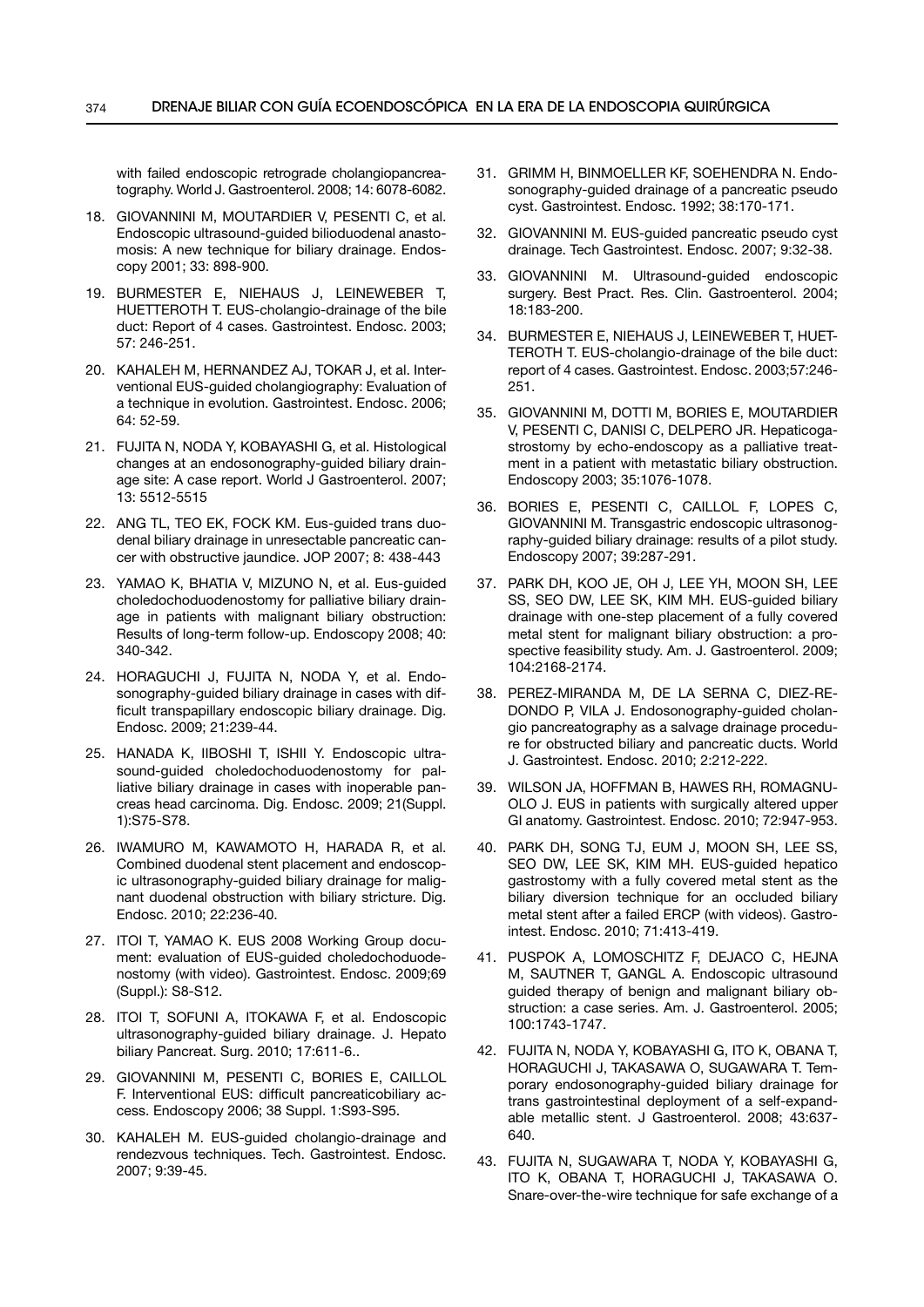with failed endoscopic retrograde cholangiopancreatography. World J. Gastroenterol. 2008; 14: 6078-6082.

18. GIOVANNINI M, MOUTARDIER V, PESENTI C, et al. Endoscopic ultrasound-guided bilioduodenal anastomosis: A new technique for biliary drainage. Endoscopy 2001; 33: 898-900.

19. BURMESTER E, NIEHAUS J, LEINEWEBER T, HUETTEROTH T. EUS-cholangio-drainage of the bile duct: Report of 4 cases. Gastrointest. Endosc. 2003; 57: 246-251.

20. KAHALEH M, HERNANDEZ AJ, TOKAR J, et al. Interventional EUS-guided cholangiography: Evaluation of a technique in evolution. Gastrointest. Endosc. 2006; 64: 52-59.

21. FUJITA N, NODA Y, KOBAYASHI G, et al. Histological changes at an endosonography-guided biliary drainage site: A case report. World J Gastroenterol. 2007; 13: 5512-5515

22. ANG TL, TEO EK, FOCK KM. Eus-guided trans duodenal biliary drainage in unresectable pancreatic cancer with obstructive jaundice. JOP 2007; 8: 438-443

23. YAMAO K, BHATIA V, MIZUNO N, et al. Eus-guided choledochoduodenostomy for palliative biliary drainage in patients with malignant biliary obstruction: Results of long-term follow-up. Endoscopy 2008; 40: 340-342.

24. HORAGUCHI J, FUJITA N, NODA Y, et al. Endosonography-guided biliary drainage in cases with difficult transpapillary endoscopic biliary drainage. Dig. Endosc. 2009; 21:239-44.

25. HANADA K, IIBOSHI T, ISHII Y. Endoscopic ultrasound-guided choledochoduodenostomy for palliative biliary drainage in cases with inoperable pancreas head carcinoma. Dig. Endosc. 2009; 21(Suppl. 1):S75-S78.

26. IWAMURO M, KAWAMOTO H, HARADA R, et al. Combined duodenal stent placement and endoscopic ultrasonography-guided biliary drainage for malignant duodenal obstruction with biliary stricture. Dig. Endosc. 2010; 22:236-40.

27. ITOI T, YAMAO K. EUS 2008 Working Group document: evaluation of EUS-guided choledochoduodenostomy (with video). Gastrointest. Endosc. 2009;69 (Suppl.): S8-S12.

28. ITOI T, SOFUNI A, ITOKAWA F, et al. Endoscopic ultrasonography-guided biliary drainage. J. Hepato biliary Pancreat. Surg. 2010; 17:611-6..

29. GIOVANNINI M, PESENTI C, BORIES E, CAILLOL F. Interventional EUS: difficult pancreaticobiliary access. Endoscopy 2006; 38 Suppl. 1:S93-S95.

30. KAHALEH M. EUS-guided cholangio-drainage and rendezvous techniques. Tech. Gastrointest. Endosc. 2007; 9:39-45.

31. GRIMM H, BINMOELLER KF, SOEHENDRA N. Endosonography-guided drainage of a pancreatic pseudo cyst. Gastrointest. Endosc. 1992; 38:170-171.

32. GIOVANNINI M. EUS-guided pancreatic pseudo cyst drainage. Tech Gastrointest. Endosc. 2007; 9:32-38.

33. GIOVANNINI M. Ultrasound-guided endoscopic surgery. Best Pract. Res. Clin. Gastroenterol. 2004; 18:183-200.

34. BURMESTER E, NIEHAUS J, LEINEWEBER T, HUETTEROTH T. EUS-cholangio-drainage of the bile duct: report of 4 cases. Gastrointest. Endosc. 2003;57:246-251.

35. GIOVANNINI M, DOTTI M, BORIES E, MOUTARDIER V, PESENTI C, DANISI C, DELPERO JR. Hepaticogastrostomy by echo-endoscopy as a palliative treatment in a patient with metastatic biliary obstruction. Endoscopy 2003; 35:1076-1078.

36. BORIES E, PESENTI C, CAILLOL F, LOPES C, GIOVANNINI M. Transgastric endoscopic ultrasonography-guided biliary drainage: results of a pilot study. Endoscopy 2007; 39:287-291.

37. PARK DH, KOO JE, OH J, LEE YH, MOON SH, LEE SS, SEO DW, LEE SK, KIM MH. EUS-guided biliary drainage with one-step placement of a fully covered metal stent for malignant biliary obstruction: a prospective feasibility study. Am. J. Gastroenterol. 2009; 104:2168-2174.

38. PEREZ-MIRANDA M, DE LA SERNA C, DIEZ-REDONDO P, VILA J. Endosonography-guided cholangio pancreatography as a salvage drainage procedure for obstructed biliary and pancreatic ducts. World J. Gastrointest. Endosc. 2010; 2:212-222.

39. WILSON JA, HOFFMAN B, HAWES RH, ROMAGNUOLO J. EUS in patients with surgically altered upper GI anatomy. Gastrointest. Endosc. 2010; 72:947-953.

40. PARK DH, SONG TJ, EUM J, MOON SH, LEE SS, SEO DW, LEE SK, KIM MH. EUS-guided hepatico gastrostomy with a fully covered metal stent as the biliary diversion technique for an occluded biliary metal stent after a failed ERCP (with videos). Gastrointest. Endosc. 2010; 71:413-419.

41. PUSPOK A, LOMOSCHITZ F, DEJACO C, HEJNA M, SAUTNER T, GANGL A. Endoscopic ultrasound guided therapy of benign and malignant biliary obstruction: a case series. Am. J. Gastroenterol. 2005; 100:1743-1747.

42. FUJITA N, NODA Y, KOBAYASHI G, ITO K, OBANA T, HORAGUCHI J, TAKASAWA O, SUGAWARA T. Temporary endosonography-guided biliary drainage for trans gastrointestinal deployment of a self-expandable metallic stent. J Gastroenterol. 2008; 43:637-640.

43. FUJITA N, SUGAWARA T, NODA Y, KOBAYASHI G, ITO K, OBANA T, HORAGUCHI J, TAKASAWA O. Snare-over-the-wire technique for safe exchange of a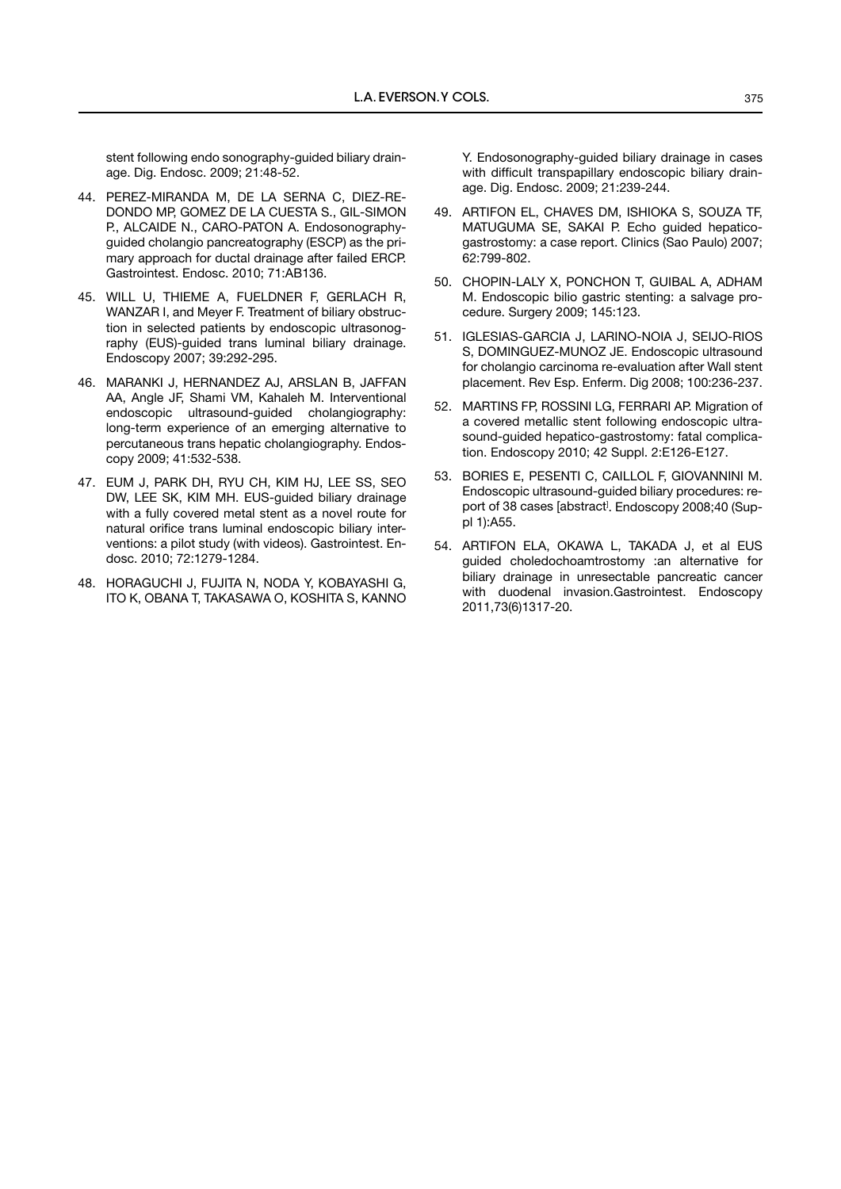stent following endo sonography-guided biliary drainage. Dig. Endosc. 2009; 21:48-52.

44. PEREZ-MIRANDA M, DE LA SERNA C, DIEZ-REDONDO MP, GOMEZ DE LA CUESTA S., GIL-SIMON P., ALCAIDE N., CARO-PATON A. Endosonography-guided cholangio pancreatography (ESCP) as the primary approach for ductal drainage after failed ERCP. Gastrointest. Endosc. 2010; 71:AB136.

45. WILL U, THIEME A, FUELDNER F, GERLACH R, WANZAR I, and Meyer F. Treatment of biliary obstruction in selected patients by endoscopic ultrasonography (EUS)-guided trans luminal biliary drainage. Endoscopy 2007; 39:292-295.

46. MARANKI J, HERNANDEZ AJ, ARSLAN B, JAFFAN AA, Angle JF, Shami VM, Kahaleh M. Interventional endoscopic ultrasound-guided cholangiography: long-term experience of an emerging alternative to percutaneous trans hepatic cholangiography. Endoscopy 2009; 41:532-538.

47. EUM J, PARK DH, RYU CH, KIM HJ, LEE SS, SEO DW, LEE SK, KIM MH. EUS-guided biliary drainage with a fully covered metal stent as a novel route for natural orifice trans luminal endoscopic biliary interventions: a pilot study (with videos). Gastrointest. Endosc. 2010; 72:1279-1284.

48. HORAGUCHI J, FUJITA N, NODA Y, KOBAYASHI G, ITO K, OBANA T, TAKASAWA O, KOSHITA S, KANNO Y. Endosonography-guided biliary drainage in cases with difficult transpapillary endoscopic biliary drainage. Dig. Endosc. 2009; 21:239-244.

49. ARTIFON EL, CHAVES DM, ISHIOKA S, SOUZA TF, MATUGUMA SE, SAKAI P. Echo guided hepatico-gastrostomy: a case report. Clinics (Sao Paulo) 2007; 62:799-802.

50. CHOPIN-LALY X, PONCHON T, GUIBAL A, ADHAM M. Endoscopic bilio gastric stenting: a salvage procedure. Surgery 2009; 145:123.

51. IGLESIAS-GARCIA J, LARINO-NOIA J, SEIJO-RIOS S, DOMINGUEZ-MUNOZ JE. Endoscopic ultrasound for cholangio carcinoma re-evaluation after Wall stent placement. Rev Esp. Enferm. Dig 2008; 100:236-237.

52. MARTINS FP, ROSSINI LG, FERRARI AP. Migration of a covered metallic stent following endoscopic ultrasound-guided hepatico-gastrostomy: fatal complication. Endoscopy 2010; 42 Suppl. 2:E126-E127.

53. BORIES E, PESENTI C, CAILLOL F, GIOVANNINI M. Endoscopic ultrasound-guided biliary procedures: report of 38 cases [abstract]. Endoscopy 2008;40 (Suppl 1):A55.

54. ARTIFON ELA, OKAWA L, TAKADA J, et al EUS guided choledochoamtrostomy :an alternative for biliary drainage in unresectable pancreatic cancer with duodenal invasion.Gastrointest. Endoscopy 2011,73(6)1317-20.